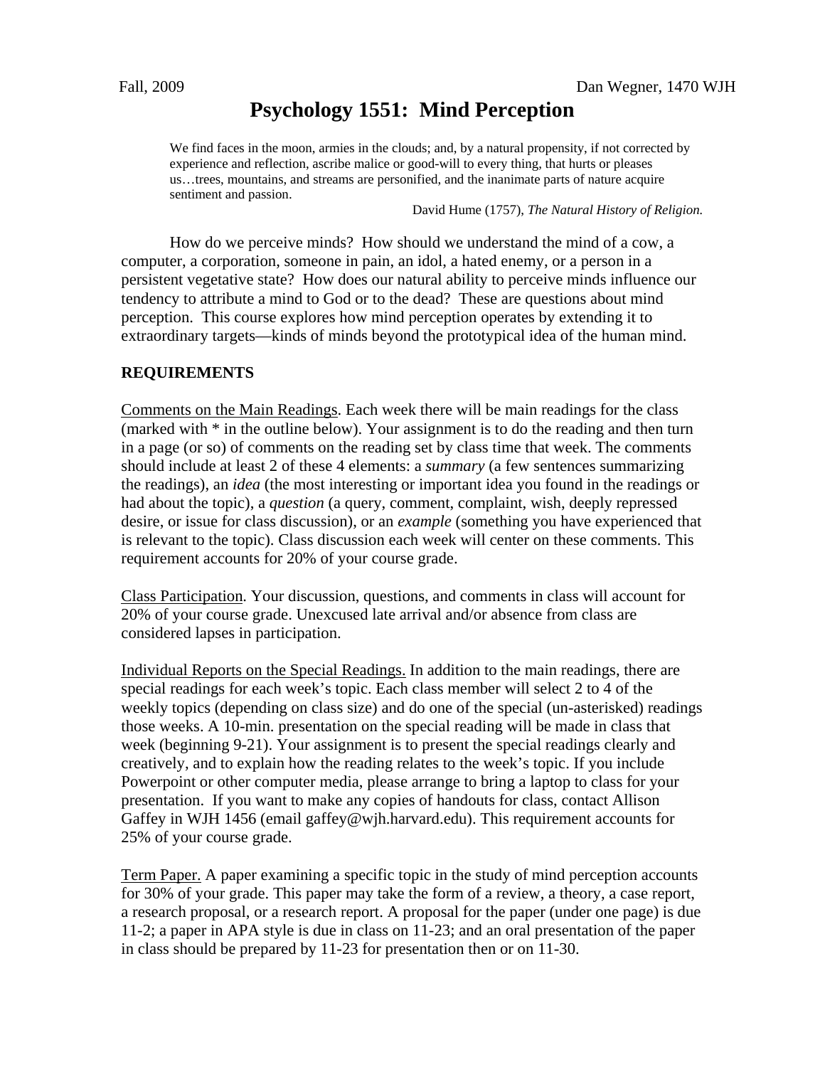Fall, 2009 Dan Wegner, 1470 WJH

# Psychology 1551: Mind Perception

> We find faces in the moon, armies in the clouds; and, by a natural propensity, if not corrected by experience and reflection, ascribe malice or good-will to every thing, that hurts or pleases us…trees, mountains, and streams are personified, and the inanimate parts of nature acquire sentiment and passion.
>
> David Hume (1757), *The Natural History of Religion.*

How do we perceive minds? How should we understand the mind of a cow, a computer, a corporation, someone in pain, an idol, a hated enemy, or a person in a persistent vegetative state? How does our natural ability to perceive minds influence our tendency to attribute a mind to God or to the dead? These are questions about mind perception. This course explores how mind perception operates by extending it to extraordinary targets—kinds of minds beyond the prototypical idea of the human mind.

**REQUIREMENTS**

Comments on the Main Readings. Each week there will be main readings for the class (marked with * in the outline below). Your assignment is to do the reading and then turn in a page (or so) of comments on the reading set by class time that week. The comments should include at least 2 of these 4 elements: a *summary* (a few sentences summarizing the readings), an *idea* (the most interesting or important idea you found in the readings or had about the topic), a *question* (a query, comment, complaint, wish, deeply repressed desire, or issue for class discussion), or an *example* (something you have experienced that is relevant to the topic). Class discussion each week will center on these comments. This requirement accounts for 20% of your course grade.

Class Participation. Your discussion, questions, and comments in class will account for 20% of your course grade. Unexcused late arrival and/or absence from class are considered lapses in participation.

Individual Reports on the Special Readings. In addition to the main readings, there are special readings for each week's topic. Each class member will select 2 to 4 of the weekly topics (depending on class size) and do one of the special (un-asterisked) readings those weeks. A 10-min. presentation on the special reading will be made in class that week (beginning 9-21). Your assignment is to present the special readings clearly and creatively, and to explain how the reading relates to the week's topic. If you include Powerpoint or other computer media, please arrange to bring a laptop to class for your presentation. If you want to make any copies of handouts for class, contact Allison Gaffey in WJH 1456 (email gaffey@wjh.harvard.edu). This requirement accounts for 25% of your course grade.

Term Paper. A paper examining a specific topic in the study of mind perception accounts for 30% of your grade. This paper may take the form of a review, a theory, a case report, a research proposal, or a research report. A proposal for the paper (under one page) is due 11-2; a paper in APA style is due in class on 11-23; and an oral presentation of the paper in class should be prepared by 11-23 for presentation then or on 11-30.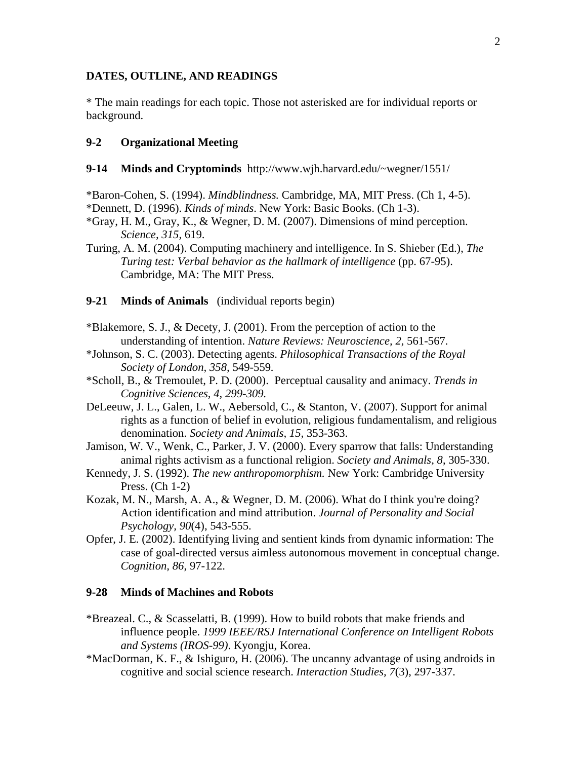**DATES, OUTLINE, AND READINGS**

* The main readings for each topic. Those not asterisked are for individual reports or background.

**9-2 Organizational Meeting**

**9-14 Minds and Cryptominds** http://www.wjh.harvard.edu/~wegner/1551/

*Baron-Cohen, S. (1994). *Mindblindness.* Cambridge, MA, MIT Press. (Ch 1, 4-5).

*Dennett, D. (1996). *Kinds of minds*. New York: Basic Books. (Ch 1-3).

*Gray, H. M., Gray, K., & Wegner, D. M. (2007). Dimensions of mind perception. *Science, 315,* 619.

Turing, A. M. (2004). Computing machinery and intelligence. In S. Shieber (Ed.), *The Turing test: Verbal behavior as the hallmark of intelligence* (pp. 67-95). Cambridge, MA: The MIT Press.

**9-21 Minds of Animals** (individual reports begin)

*Blakemore, S. J., & Decety, J. (2001). From the perception of action to the understanding of intention. *Nature Reviews: Neuroscience, 2*, 561-567.

*Johnson, S. C. (2003). Detecting agents. *Philosophical Transactions of the Royal Society of London, 358*, 549-559.

*Scholl, B., & Tremoulet, P. D. (2000). Perceptual causality and animacy. *Trends in Cognitive Sciences, 4, 299-309.*

DeLeeuw, J. L., Galen, L. W., Aebersold, C., & Stanton, V. (2007). Support for animal rights as a function of belief in evolution, religious fundamentalism, and religious denomination. *Society and Animals, 15*, 353-363.

Jamison, W. V., Wenk, C., Parker, J. V. (2000). Every sparrow that falls: Understanding animal rights activism as a functional religion. *Society and Animals, 8*, 305-330.

Kennedy, J. S. (1992). *The new anthropomorphism.* New York: Cambridge University Press. (Ch 1-2)

Kozak, M. N., Marsh, A. A., & Wegner, D. M. (2006). What do I think you're doing? Action identification and mind attribution. *Journal of Personality and Social Psychology, 90*(4), 543-555.

Opfer, J. E. (2002). Identifying living and sentient kinds from dynamic information: The case of goal-directed versus aimless autonomous movement in conceptual change. *Cognition, 86*, 97-122.

**9-28 Minds of Machines and Robots**

*Breazeal. C., & Scasselatti, B. (1999). How to build robots that make friends and influence people. *1999 IEEE/RSJ International Conference on Intelligent Robots and Systems (IROS-99)*. Kyongju, Korea.

*MacDorman, K. F., & Ishiguro, H. (2006). The uncanny advantage of using androids in cognitive and social science research. *Interaction Studies, 7*(3), 297-337.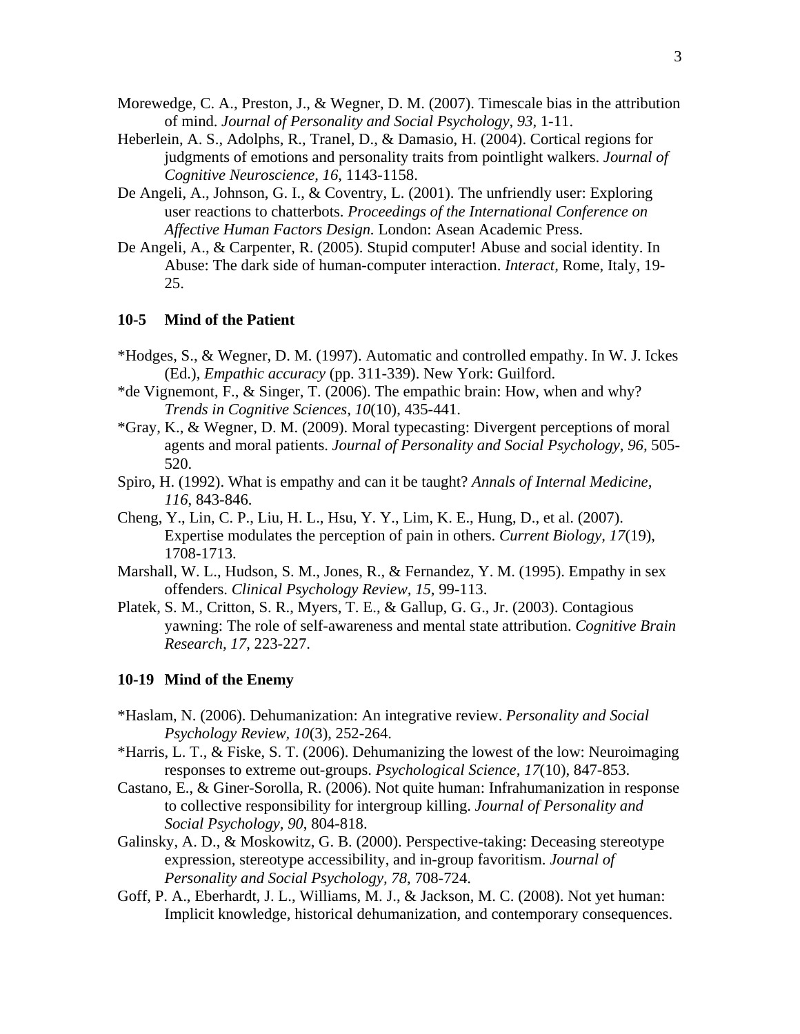Morewedge, C. A., Preston, J., & Wegner, D. M. (2007). Timescale bias in the attribution of mind. *Journal of Personality and Social Psychology, 93*, 1-11.

Heberlein, A. S., Adolphs, R., Tranel, D., & Damasio, H. (2004). Cortical regions for judgments of emotions and personality traits from pointlight walkers. *Journal of Cognitive Neuroscience, 16*, 1143-1158.

De Angeli, A., Johnson, G. I., & Coventry, L. (2001). The unfriendly user: Exploring user reactions to chatterbots. *Proceedings of the International Conference on Affective Human Factors Design.* London: Asean Academic Press.

De Angeli, A., & Carpenter, R. (2005). Stupid computer! Abuse and social identity. In Abuse: The dark side of human-computer interaction. *Interact,* Rome, Italy, 19-25.

### 10-5 Mind of the Patient

*Hodges, S., & Wegner, D. M. (1997). Automatic and controlled empathy. In W. J. Ickes (Ed.), *Empathic accuracy* (pp. 311-339). New York: Guilford.

*de Vignemont, F., & Singer, T. (2006). The empathic brain: How, when and why? *Trends in Cognitive Sciences, 10*(10), 435-441.

*Gray, K., & Wegner, D. M. (2009). Moral typecasting: Divergent perceptions of moral agents and moral patients. *Journal of Personality and Social Psychology*, *96,* 505-520.

Spiro, H. (1992). What is empathy and can it be taught? *Annals of Internal Medicine, 116*, 843-846.

Cheng, Y., Lin, C. P., Liu, H. L., Hsu, Y. Y., Lim, K. E., Hung, D., et al. (2007). Expertise modulates the perception of pain in others. *Current Biology, 17*(19), 1708-1713.

Marshall, W. L., Hudson, S. M., Jones, R., & Fernandez, Y. M. (1995). Empathy in sex offenders. *Clinical Psychology Review, 15*, 99-113.

Platek, S. M., Critton, S. R., Myers, T. E., & Gallup, G. G., Jr. (2003). Contagious yawning: The role of self-awareness and mental state attribution. *Cognitive Brain Research, 17*, 223-227.

### 10-19 Mind of the Enemy

*Haslam, N. (2006). Dehumanization: An integrative review. *Personality and Social Psychology Review, 10*(3), 252-264.

*Harris, L. T., & Fiske, S. T. (2006). Dehumanizing the lowest of the low: Neuroimaging responses to extreme out-groups. *Psychological Science, 17*(10), 847-853.

Castano, E., & Giner-Sorolla, R. (2006). Not quite human: Infrahumanization in response to collective responsibility for intergroup killing. *Journal of Personality and Social Psychology, 90*, 804-818.

Galinsky, A. D., & Moskowitz, G. B. (2000). Perspective-taking: Deceasing stereotype expression, stereotype accessibility, and in-group favoritism. *Journal of Personality and Social Psychology, 78*, 708-724.

Goff, P. A., Eberhardt, J. L., Williams, M. J., & Jackson, M. C. (2008). Not yet human: Implicit knowledge, historical dehumanization, and contemporary consequences.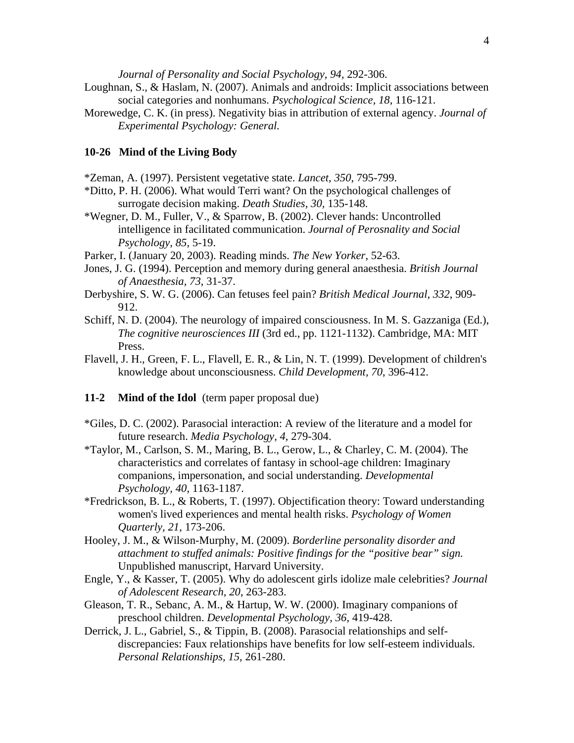*Journal of Personality and Social Psychology, 94,* 292-306.

Loughnan, S., & Haslam, N. (2007). Animals and androids: Implicit associations between social categories and nonhumans. *Psychological Science, 18,* 116-121.

Morewedge, C. K. (in press). Negativity bias in attribution of external agency. *Journal of Experimental Psychology: General.*

**10-26 Mind of the Living Body**

*Zeman, A. (1997). Persistent vegetative state. *Lancet, 350*, 795-799.

*Ditto, P. H. (2006). What would Terri want? On the psychological challenges of surrogate decision making. *Death Studies, 30,* 135-148.

*Wegner, D. M., Fuller, V., & Sparrow, B. (2002). Clever hands: Uncontrolled intelligence in facilitated communication. *Journal of Perosnality and Social Psychology, 85*, 5-19.

Parker, I. (January 20, 2003). Reading minds. *The New Yorker*, 52-63.

Jones, J. G. (1994). Perception and memory during general anaesthesia. *British Journal of Anaesthesia, 73*, 31-37.

Derbyshire, S. W. G. (2006). Can fetuses feel pain? *British Medical Journal, 332*, 909-912.

Schiff, N. D. (2004). The neurology of impaired consciousness. In M. S. Gazzaniga (Ed.), *The cognitive neurosciences III* (3rd ed., pp. 1121-1132). Cambridge, MA: MIT Press.

Flavell, J. H., Green, F. L., Flavell, E. R., & Lin, N. T. (1999). Development of children's knowledge about unconsciousness. *Child Development, 70*, 396-412.

**11-2 Mind of the Idol** (term paper proposal due)

*Giles, D. C. (2002). Parasocial interaction: A review of the literature and a model for future research. *Media Psychology, 4*, 279-304.

*Taylor, M., Carlson, S. M., Maring, B. L., Gerow, L., & Charley, C. M. (2004). The characteristics and correlates of fantasy in school-age children: Imaginary companions, impersonation, and social understanding. *Developmental Psychology, 40*, 1163-1187.

*Fredrickson, B. L., & Roberts, T. (1997). Objectification theory: Toward understanding women's lived experiences and mental health risks. *Psychology of Women Quarterly, 21*, 173-206.

Hooley, J. M., & Wilson-Murphy, M. (2009). *Borderline personality disorder and attachment to stuffed animals: Positive findings for the "positive bear" sign.* Unpublished manuscript, Harvard University.

Engle, Y., & Kasser, T. (2005). Why do adolescent girls idolize male celebrities? *Journal of Adolescent Research, 20*, 263-283.

Gleason, T. R., Sebanc, A. M., & Hartup, W. W. (2000). Imaginary companions of preschool children. *Developmental Psychology, 36*, 419-428.

Derrick, J. L., Gabriel, S., & Tippin, B. (2008). Parasocial relationships and self-discrepancies: Faux relationships have benefits for low self-esteem individuals. *Personal Relationships, 15,* 261-280.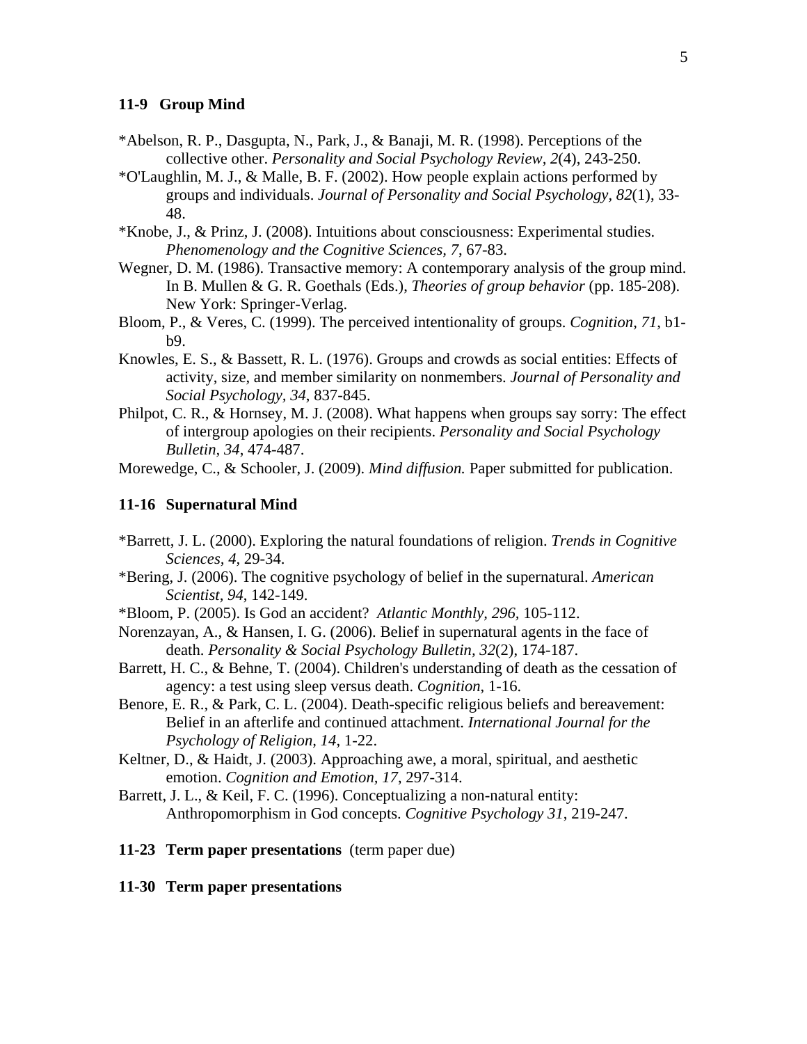### 11-9 Group Mind

*Abelson, R. P., Dasgupta, N., Park, J., & Banaji, M. R. (1998). Perceptions of the collective other. *Personality and Social Psychology Review*, *2*(4), 243-250.

*O'Laughlin, M. J., & Malle, B. F. (2002). How people explain actions performed by groups and individuals. *Journal of Personality and Social Psychology*, *82*(1), 33-48.

*Knobe, J., & Prinz, J. (2008). Intuitions about consciousness: Experimental studies. *Phenomenology and the Cognitive Sciences, 7*, 67-83.

Wegner, D. M. (1986). Transactive memory: A contemporary analysis of the group mind. In B. Mullen & G. R. Goethals (Eds.), *Theories of group behavior* (pp. 185-208). New York: Springer-Verlag.

Bloom, P., & Veres, C. (1999). The perceived intentionality of groups. *Cognition*, *71*, b1-b9.

Knowles, E. S., & Bassett, R. L. (1976). Groups and crowds as social entities: Effects of activity, size, and member similarity on nonmembers. *Journal of Personality and Social Psychology*, *34*, 837-845.

Philpot, C. R., & Hornsey, M. J. (2008). What happens when groups say sorry: The effect of intergroup apologies on their recipients. *Personality and Social Psychology Bulletin*, *34*, 474-487.

Morewedge, C., & Schooler, J. (2009). *Mind diffusion.* Paper submitted for publication.

### 11-16 Supernatural Mind

*Barrett, J. L. (2000). Exploring the natural foundations of religion. *Trends in Cognitive Sciences*, *4*, 29-34.

*Bering, J. (2006). The cognitive psychology of belief in the supernatural. *American Scientist*, *94*, 142-149.

*Bloom, P. (2005). Is God an accident? *Atlantic Monthly, 296,* 105-112.

Norenzayan, A., & Hansen, I. G. (2006). Belief in supernatural agents in the face of death. *Personality & Social Psychology Bulletin, 32*(2), 174-187.

Barrett, H. C., & Behne, T. (2004). Children's understanding of death as the cessation of agency: a test using sleep versus death. *Cognition*, 1-16.

Benore, E. R., & Park, C. L. (2004). Death-specific religious beliefs and bereavement: Belief in an afterlife and continued attachment. *International Journal for the Psychology of Religion, 14*, 1-22.

Keltner, D., & Haidt, J. (2003). Approaching awe, a moral, spiritual, and aesthetic emotion. *Cognition and Emotion, 17*, 297-314.

Barrett, J. L., & Keil, F. C. (1996). Conceptualizing a non-natural entity: Anthropomorphism in God concepts. *Cognitive Psychology 31*, 219-247.

### 11-23 Term paper presentations (term paper due)

### 11-30 Term paper presentations